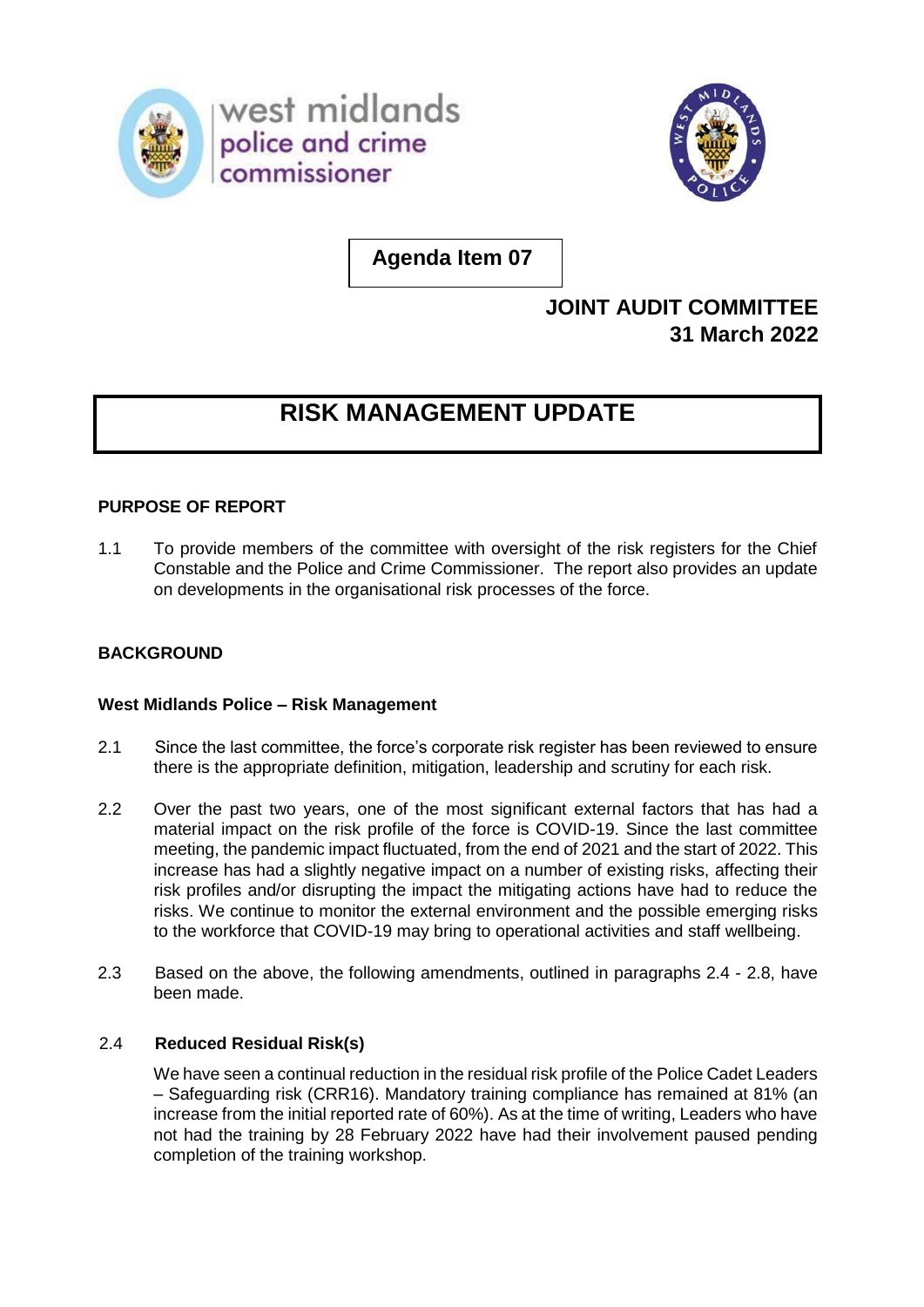**Agenda Item 07**

**JOINT AUDIT COMMITTEE**
**31 March 2022**

# RISK MANAGEMENT UPDATE

## PURPOSE OF REPORT

1.1 To provide members of the committee with oversight of the risk registers for the Chief Constable and the Police and Crime Commissioner. The report also provides an update on developments in the organisational risk processes of the force.

## BACKGROUND

### West Midlands Police – Risk Management

2.1 Since the last committee, the force's corporate risk register has been reviewed to ensure there is the appropriate definition, mitigation, leadership and scrutiny for each risk.

2.2 Over the past two years, one of the most significant external factors that has had a material impact on the risk profile of the force is COVID-19. Since the last committee meeting, the pandemic impact fluctuated, from the end of 2021 and the start of 2022. This increase has had a slightly negative impact on a number of existing risks, affecting their risk profiles and/or disrupting the impact the mitigating actions have had to reduce the risks. We continue to monitor the external environment and the possible emerging risks to the workforce that COVID-19 may bring to operational activities and staff wellbeing.

2.3 Based on the above, the following amendments, outlined in paragraphs 2.4 - 2.8, have been made.

2.4 **Reduced Residual Risk(s)**

We have seen a continual reduction in the residual risk profile of the Police Cadet Leaders – Safeguarding risk (CRR16). Mandatory training compliance has remained at 81% (an increase from the initial reported rate of 60%). As at the time of writing, Leaders who have not had the training by 28 February 2022 have had their involvement paused pending completion of the training workshop.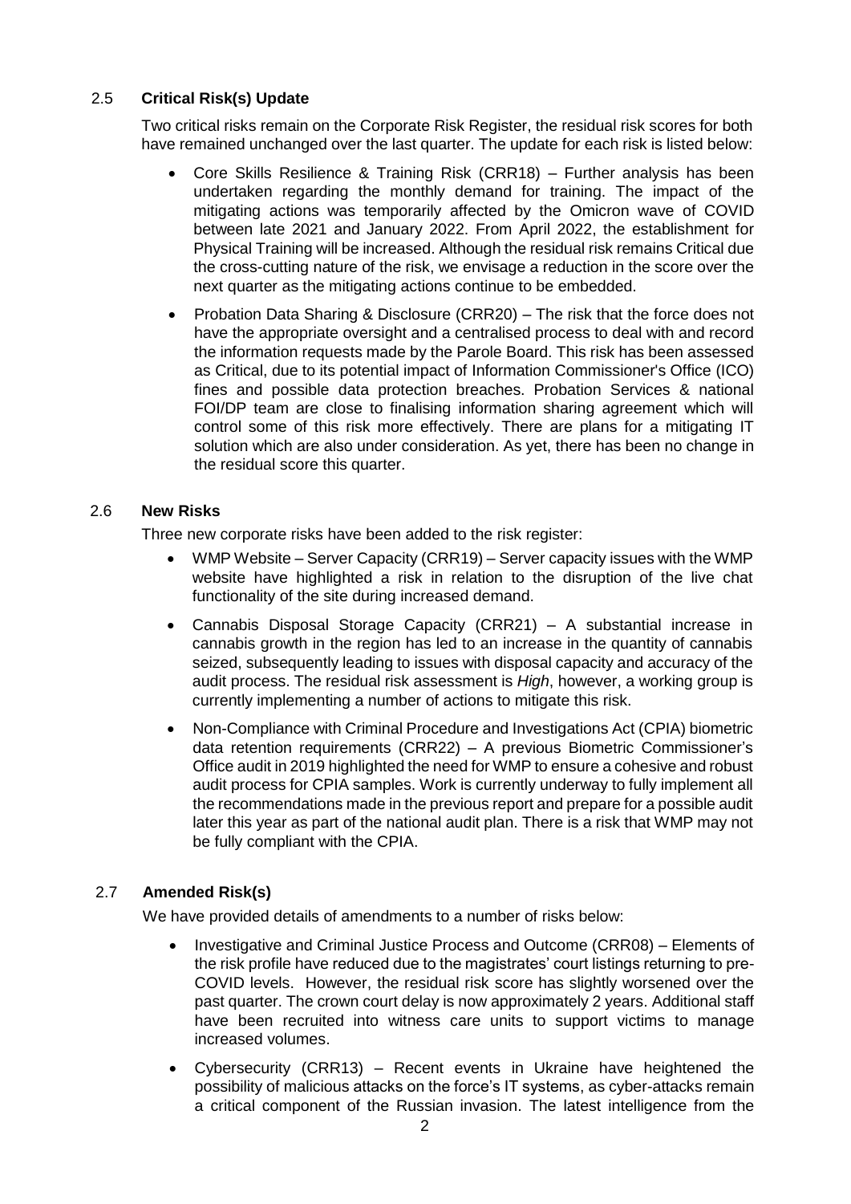### 2.5 **Critical Risk(s) Update**

Two critical risks remain on the Corporate Risk Register, the residual risk scores for both have remained unchanged over the last quarter. The update for each risk is listed below:

- Core Skills Resilience & Training Risk (CRR18) – Further analysis has been undertaken regarding the monthly demand for training. The impact of the mitigating actions was temporarily affected by the Omicron wave of COVID between late 2021 and January 2022. From April 2022, the establishment for Physical Training will be increased. Although the residual risk remains Critical due the cross-cutting nature of the risk, we envisage a reduction in the score over the next quarter as the mitigating actions continue to be embedded.
- Probation Data Sharing & Disclosure (CRR20) – The risk that the force does not have the appropriate oversight and a centralised process to deal with and record the information requests made by the Parole Board. This risk has been assessed as Critical, due to its potential impact of Information Commissioner's Office (ICO) fines and possible data protection breaches. Probation Services & national FOI/DP team are close to finalising information sharing agreement which will control some of this risk more effectively. There are plans for a mitigating IT solution which are also under consideration. As yet, there has been no change in the residual score this quarter.

### 2.6 **New Risks**

Three new corporate risks have been added to the risk register:

- WMP Website – Server Capacity (CRR19) – Server capacity issues with the WMP website have highlighted a risk in relation to the disruption of the live chat functionality of the site during increased demand.
- Cannabis Disposal Storage Capacity (CRR21) – A substantial increase in cannabis growth in the region has led to an increase in the quantity of cannabis seized, subsequently leading to issues with disposal capacity and accuracy of the audit process. The residual risk assessment is *High*, however, a working group is currently implementing a number of actions to mitigate this risk.
- Non-Compliance with Criminal Procedure and Investigations Act (CPIA) biometric data retention requirements (CRR22) – A previous Biometric Commissioner's Office audit in 2019 highlighted the need for WMP to ensure a cohesive and robust audit process for CPIA samples. Work is currently underway to fully implement all the recommendations made in the previous report and prepare for a possible audit later this year as part of the national audit plan. There is a risk that WMP may not be fully compliant with the CPIA.

### 2.7 **Amended Risk(s)**

We have provided details of amendments to a number of risks below:

- Investigative and Criminal Justice Process and Outcome (CRR08) – Elements of the risk profile have reduced due to the magistrates' court listings returning to pre-COVID levels. However, the residual risk score has slightly worsened over the past quarter. The crown court delay is now approximately 2 years. Additional staff have been recruited into witness care units to support victims to manage increased volumes.
- Cybersecurity (CRR13) – Recent events in Ukraine have heightened the possibility of malicious attacks on the force's IT systems, as cyber-attacks remain a critical component of the Russian invasion. The latest intelligence from the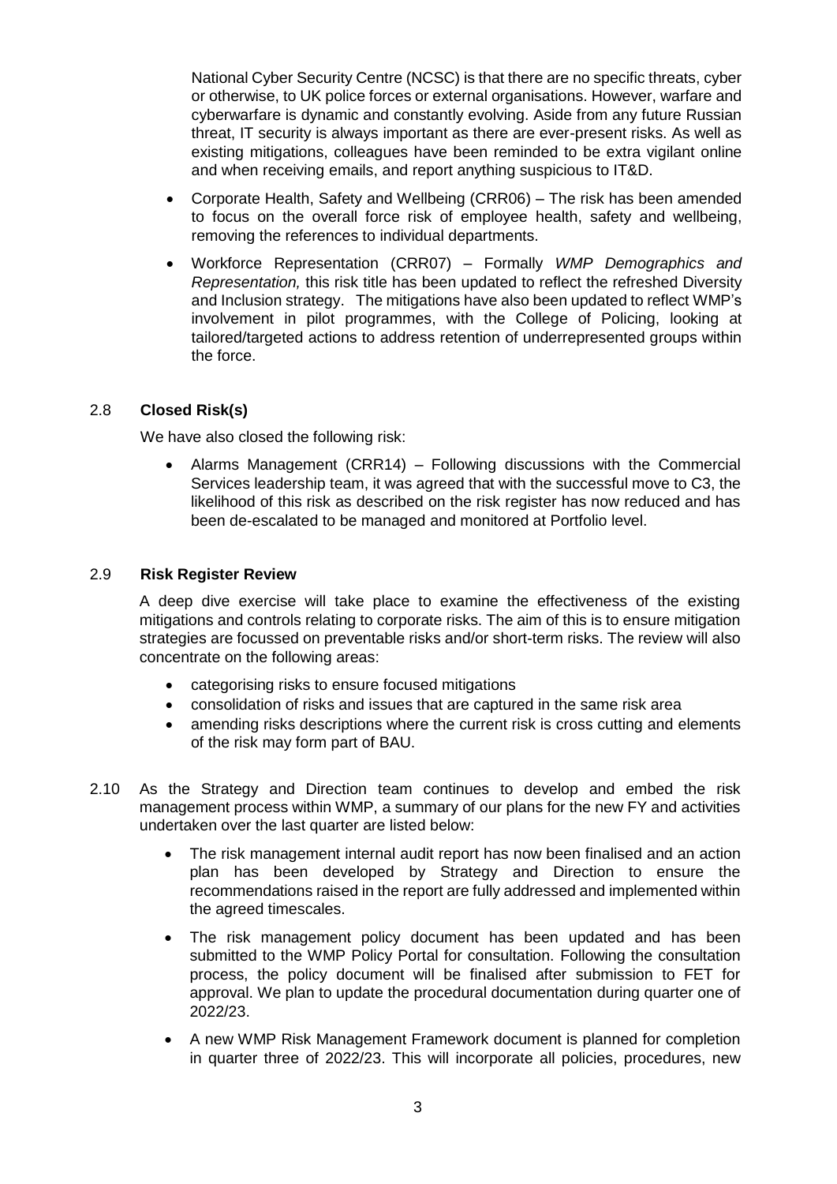National Cyber Security Centre (NCSC) is that there are no specific threats, cyber or otherwise, to UK police forces or external organisations. However, warfare and cyberwarfare is dynamic and constantly evolving. Aside from any future Russian threat, IT security is always important as there are ever-present risks. As well as existing mitigations, colleagues have been reminded to be extra vigilant online and when receiving emails, and report anything suspicious to IT&D.

- Corporate Health, Safety and Wellbeing (CRR06) – The risk has been amended to focus on the overall force risk of employee health, safety and wellbeing, removing the references to individual departments.
- Workforce Representation (CRR07) – Formally *WMP Demographics and Representation,* this risk title has been updated to reflect the refreshed Diversity and Inclusion strategy. The mitigations have also been updated to reflect WMP's involvement in pilot programmes, with the College of Policing, looking at tailored/targeted actions to address retention of underrepresented groups within the force.

2.8 **Closed Risk(s)**

We have also closed the following risk:

- Alarms Management (CRR14) – Following discussions with the Commercial Services leadership team, it was agreed that with the successful move to C3, the likelihood of this risk as described on the risk register has now reduced and has been de-escalated to be managed and monitored at Portfolio level.

2.9 **Risk Register Review**

A deep dive exercise will take place to examine the effectiveness of the existing mitigations and controls relating to corporate risks. The aim of this is to ensure mitigation strategies are focussed on preventable risks and/or short-term risks. The review will also concentrate on the following areas:

- categorising risks to ensure focused mitigations
- consolidation of risks and issues that are captured in the same risk area
- amending risks descriptions where the current risk is cross cutting and elements of the risk may form part of BAU.

2.10 As the Strategy and Direction team continues to develop and embed the risk management process within WMP, a summary of our plans for the new FY and activities undertaken over the last quarter are listed below:

- The risk management internal audit report has now been finalised and an action plan has been developed by Strategy and Direction to ensure the recommendations raised in the report are fully addressed and implemented within the agreed timescales.
- The risk management policy document has been updated and has been submitted to the WMP Policy Portal for consultation. Following the consultation process, the policy document will be finalised after submission to FET for approval. We plan to update the procedural documentation during quarter one of 2022/23.
- A new WMP Risk Management Framework document is planned for completion in quarter three of 2022/23. This will incorporate all policies, procedures, new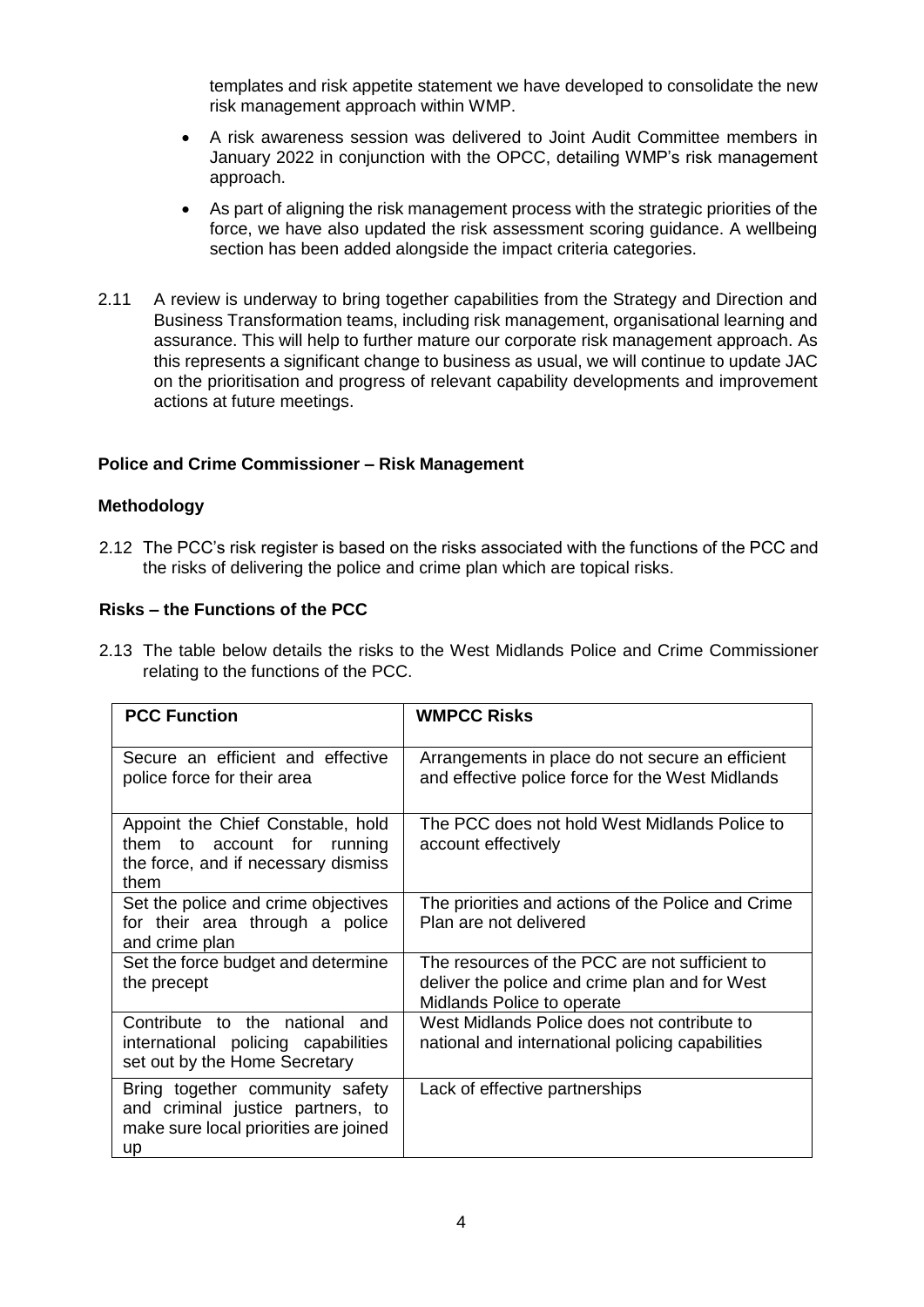templates and risk appetite statement we have developed to consolidate the new risk management approach within WMP.

- A risk awareness session was delivered to Joint Audit Committee members in January 2022 in conjunction with the OPCC, detailing WMP's risk management approach.
- As part of aligning the risk management process with the strategic priorities of the force, we have also updated the risk assessment scoring guidance. A wellbeing section has been added alongside the impact criteria categories.

2.11 A review is underway to bring together capabilities from the Strategy and Direction and Business Transformation teams, including risk management, organisational learning and assurance. This will help to further mature our corporate risk management approach. As this represents a significant change to business as usual, we will continue to update JAC on the prioritisation and progress of relevant capability developments and improvement actions at future meetings.

**Police and Crime Commissioner – Risk Management**

**Methodology**

2.12 The PCC's risk register is based on the risks associated with the functions of the PCC and the risks of delivering the police and crime plan which are topical risks.

**Risks – the Functions of the PCC**

2.13 The table below details the risks to the West Midlands Police and Crime Commissioner relating to the functions of the PCC.

| PCC Function | WMPCC Risks |
|---|---|
| Secure an efficient and effective police force for their area | Arrangements in place do not secure an efficient and effective police force for the West Midlands |
| Appoint the Chief Constable, hold them to account for running the force, and if necessary dismiss them | The PCC does not hold West Midlands Police to account effectively |
| Set the police and crime objectives for their area through a police and crime plan | The priorities and actions of the Police and Crime Plan are not delivered |
| Set the force budget and determine the precept | The resources of the PCC are not sufficient to deliver the police and crime plan and for West Midlands Police to operate |
| Contribute to the national and international policing capabilities set out by the Home Secretary | West Midlands Police does not contribute to national and international policing capabilities |
| Bring together community safety and criminal justice partners, to make sure local priorities are joined up | Lack of effective partnerships |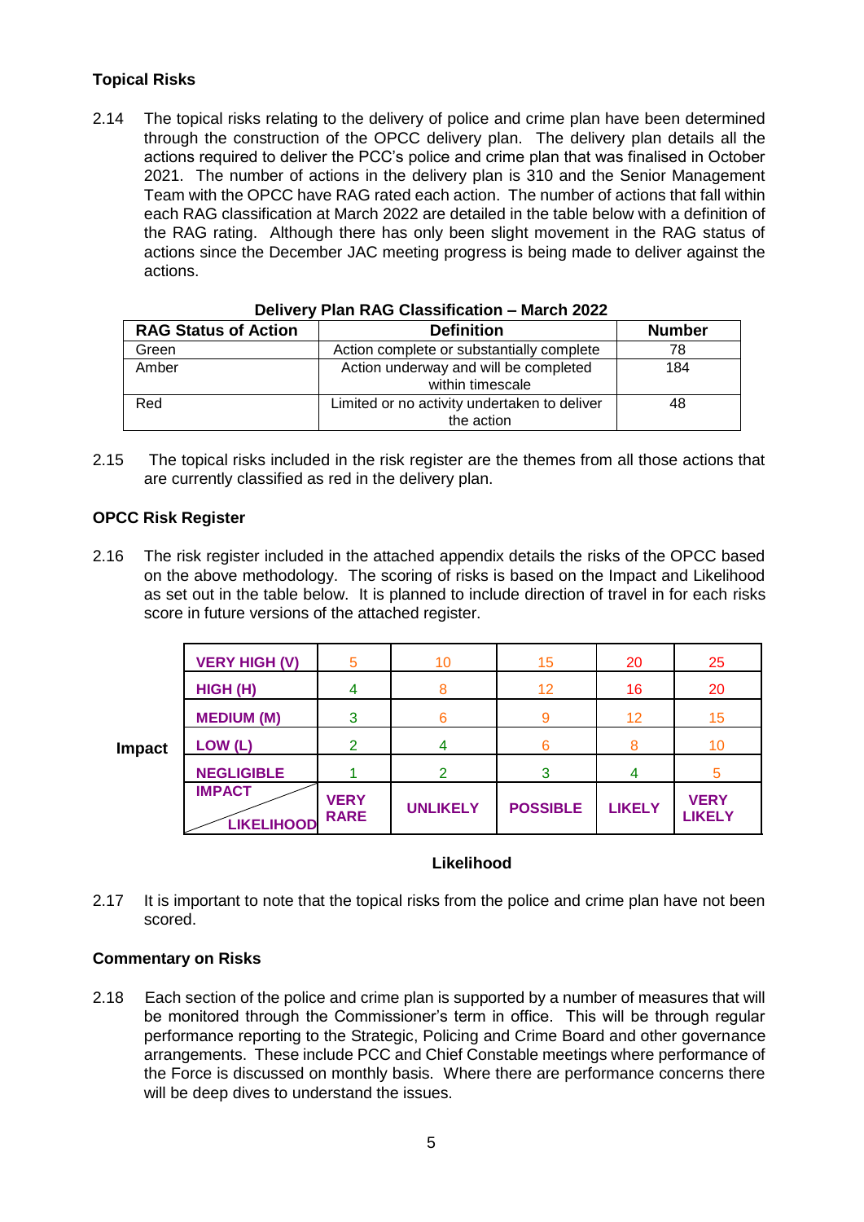**Topical Risks**

2.14 The topical risks relating to the delivery of police and crime plan have been determined through the construction of the OPCC delivery plan. The delivery plan details all the actions required to deliver the PCC's police and crime plan that was finalised in October 2021. The number of actions in the delivery plan is 310 and the Senior Management Team with the OPCC have RAG rated each action. The number of actions that fall within each RAG classification at March 2022 are detailed in the table below with a definition of the RAG rating. Although there has only been slight movement in the RAG status of actions since the December JAC meeting progress is being made to deliver against the actions.

**Delivery Plan RAG Classification – March 2022**

| RAG Status of Action | Definition | Number |
|---|---|---|
| Green | Action complete or substantially complete | 78 |
| Amber | Action underway and will be completed within timescale | 184 |
| Red | Limited or no activity undertaken to deliver the action | 48 |

2.15 The topical risks included in the risk register are the themes from all those actions that are currently classified as red in the delivery plan.

**OPCC Risk Register**

2.16 The risk register included in the attached appendix details the risks of the OPCC based on the above methodology. The scoring of risks is based on the Impact and Likelihood as set out in the table below. It is planned to include direction of travel in for each risks score in future versions of the attached register.

| Impact | | | | | | |
|---|---|---|---|---|---|---|
| | VERY HIGH (V) | 5 | 10 | 15 | 20 | 25 |
| | HIGH (H) | 4 | 8 | 12 | 16 | 20 |
| | MEDIUM (M) | 3 | 6 | 9 | 12 | 15 |
| | LOW (L) | 2 | 4 | 6 | 8 | 10 |
| | NEGLIGIBLE | 1 | 2 | 3 | 4 | 5 |
| | IMPACT / LIKELIHOOD | VERY RARE | UNLIKELY | POSSIBLE | LIKELY | VERY LIKELY |

**Likelihood**

2.17 It is important to note that the topical risks from the police and crime plan have not been scored.

**Commentary on Risks**

2.18 Each section of the police and crime plan is supported by a number of measures that will be monitored through the Commissioner's term in office. This will be through regular performance reporting to the Strategic, Policing and Crime Board and other governance arrangements. These include PCC and Chief Constable meetings where performance of the Force is discussed on monthly basis. Where there are performance concerns there will be deep dives to understand the issues.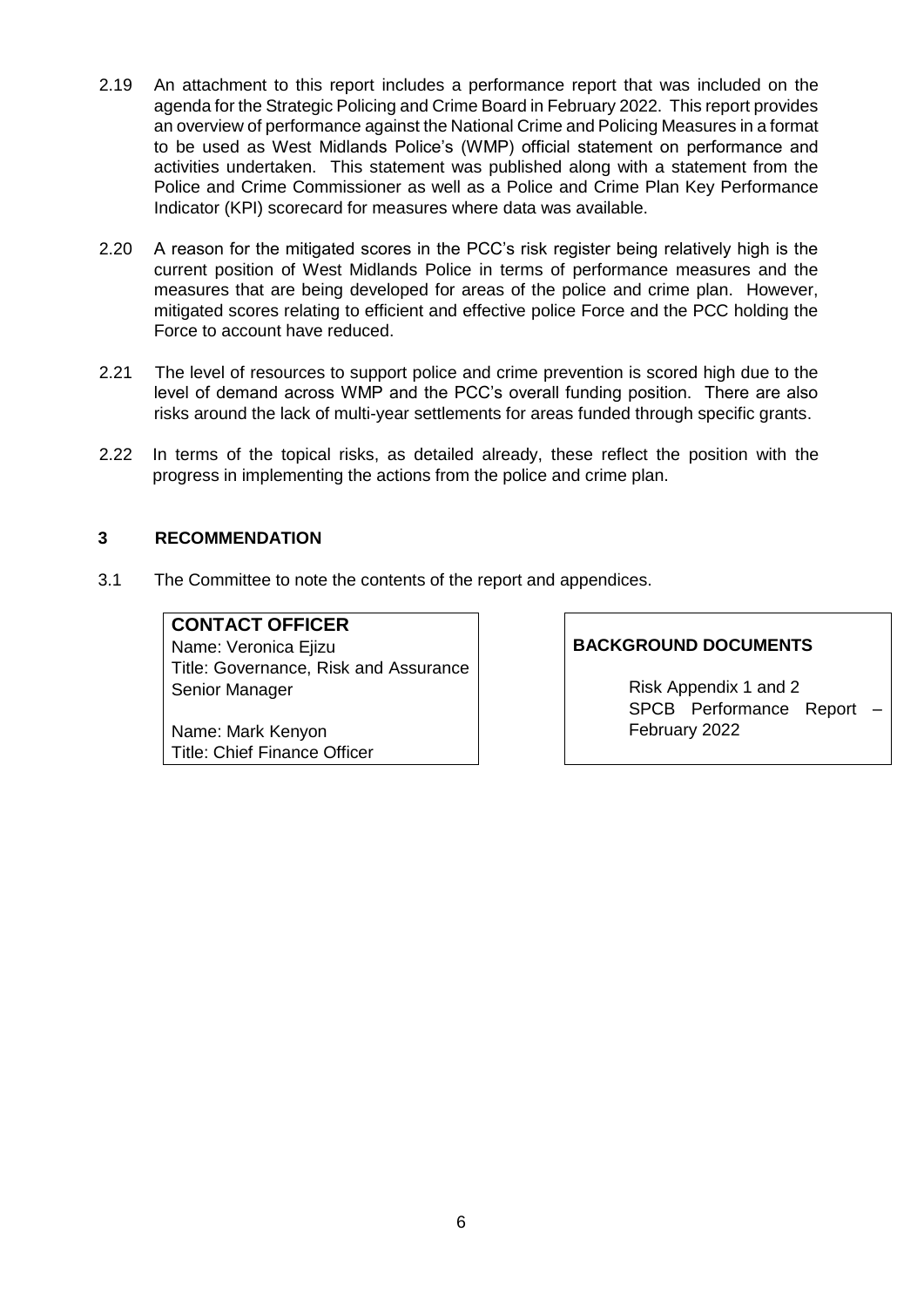2.19 An attachment to this report includes a performance report that was included on the agenda for the Strategic Policing and Crime Board in February 2022. This report provides an overview of performance against the National Crime and Policing Measures in a format to be used as West Midlands Police's (WMP) official statement on performance and activities undertaken. This statement was published along with a statement from the Police and Crime Commissioner as well as a Police and Crime Plan Key Performance Indicator (KPI) scorecard for measures where data was available.

2.20 A reason for the mitigated scores in the PCC's risk register being relatively high is the current position of West Midlands Police in terms of performance measures and the measures that are being developed for areas of the police and crime plan. However, mitigated scores relating to efficient and effective police Force and the PCC holding the Force to account have reduced.

2.21 The level of resources to support police and crime prevention is scored high due to the level of demand across WMP and the PCC's overall funding position. There are also risks around the lack of multi-year settlements for areas funded through specific grants.

2.22 In terms of the topical risks, as detailed already, these reflect the position with the progress in implementing the actions from the police and crime plan.

## 3 RECOMMENDATION

3.1 The Committee to note the contents of the report and appendices.

**CONTACT OFFICER**

Name: Veronica Ejizu
Title: Governance, Risk and Assurance Senior Manager

Name: Mark Kenyon
Title: Chief Finance Officer

**BACKGROUND DOCUMENTS**

Risk Appendix 1 and 2
SPCB Performance Report – February 2022